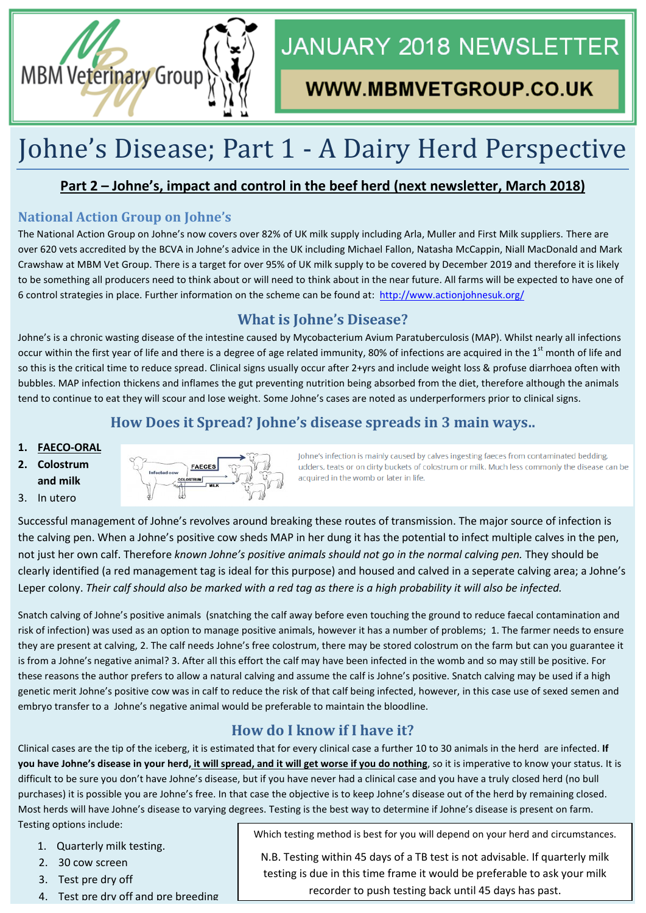MBM Veterinary Group

# JANUARY 2018 NEWSLETTER

**WWW.MBMVETGROUP.CO.UK**

# Johne's Disease; Part 1 - A Dairy Herd Perspective

**Part 2 – Johne's, impact and control in the beef herd (next newsletter, March 2018)**

## National Action Group on Johne's

The National Action Group on Johne's now covers over 82% of UK milk supply including Arla, Muller and First Milk suppliers. There are over 620 vets accredited by the BCVA in Johne's advice in the UK including Michael Fallon, Natasha McCappin, Niall MacDonald and Mark Crawshaw at MBM Vet Group. There is a target for over 95% of UK milk supply to be covered by December 2019 and therefore it is likely to be something all producers need to think about or will need to think about in the near future. All farms will be expected to have one of 6 control strategies in place. Further information on the scheme can be found at: http://www.actionjohnesuk.org/

## What is Johne's Disease?

Johne's is a chronic wasting disease of the intestine caused by Mycobacterium Avium Paratuberculosis (MAP). Whilst nearly all infections occur within the first year of life and there is a degree of age related immunity, 80% of infections are acquired in the 1st month of life and so this is the critical time to reduce spread. Clinical signs usually occur after 2+yrs and include weight loss & profuse diarrhoea often with bubbles. MAP infection thickens and inflames the gut preventing nutrition being absorbed from the diet, therefore although the animals tend to continue to eat they will scour and lose weight. Some Johne's cases are noted as underperformers prior to clinical signs.

## How Does it Spread? Johne's disease spreads in 3 main ways..

1. **FAECO-ORAL**
2. **Colostrum and milk**
3. In utero

Infected cow — FAECES — COLOSTRUM — MILK

Johne's infection is mainly caused by calves ingesting faeces from contaminated bedding, udders, teats or on dirty buckets of colostrum or milk. Much less commonly the disease can be acquired in the womb or later in life.

Successful management of Johne's revolves around breaking these routes of transmission. The major source of infection is the calving pen. When a Johne's positive cow sheds MAP in her dung it has the potential to infect multiple calves in the pen, not just her own calf. Therefore *known Johne's positive animals should not go in the normal calving pen.* They should be clearly identified (a red management tag is ideal for this purpose) and housed and calved in a seperate calving area; a Johne's Leper colony. *Their calf should also be marked with a red tag as there is a high probability it will also be infected.*

Snatch calving of Johne's positive animals (snatching the calf away before even touching the ground to reduce faecal contamination and risk of infection) was used as an option to manage positive animals, however it has a number of problems; 1. The farmer needs to ensure they are present at calving, 2. The calf needs Johne's free colostrum, there may be stored colostrum on the farm but can you guarantee it is from a Johne's negative animal? 3. After all this effort the calf may have been infected in the womb and so may still be positive. For these reasons the author prefers to allow a natural calving and assume the calf is Johne's positive. Snatch calving may be used if a high genetic merit Johne's positive cow was in calf to reduce the risk of that calf being infected, however, in this case use of sexed semen and embryo transfer to a Johne's negative animal would be preferable to maintain the bloodline.

## How do I know if I have it?

Clinical cases are the tip of the iceberg, it is estimated that for every clinical case a further 10 to 30 animals in the herd are infected. **If you have Johne's disease in your herd, <u>it will spread, and it will get worse if you do nothing</u>**, so it is imperative to know your status. It is difficult to be sure you don't have Johne's disease, but if you have never had a clinical case and you have a truly closed herd (no bull purchases) it is possible you are Johne's free. In that case the objective is to keep Johne's disease out of the herd by remaining closed. Most herds will have Johne's disease to varying degrees. Testing is the best way to determine if Johne's disease is present on farm. Testing options include:

1. Quarterly milk testing.
2. 30 cow screen
3. Test pre dry off
4. Test pre dry off and pre breeding

Which testing method is best for you will depend on your herd and circumstances.

N.B. Testing within 45 days of a TB test is not advisable. If quarterly milk testing is due in this time frame it would be preferable to ask your milk recorder to push testing back until 45 days has past.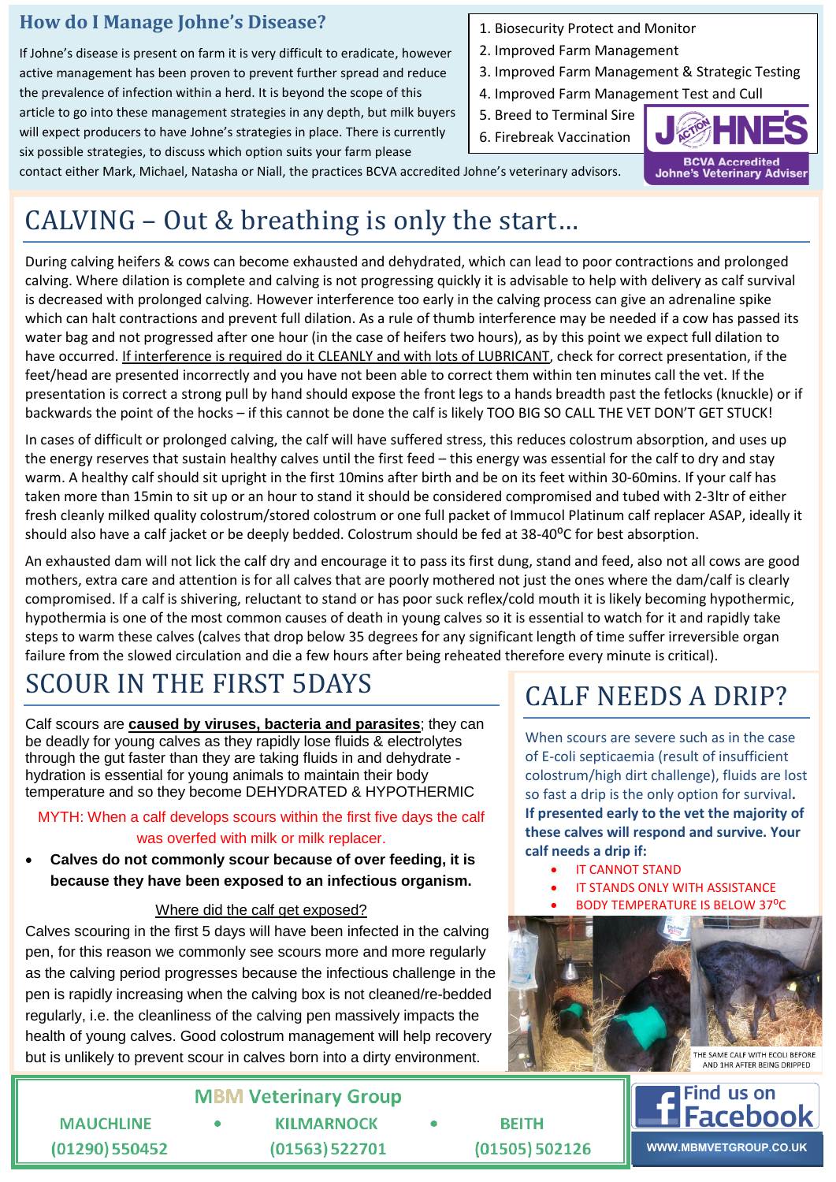## How do I Manage Johne's Disease?

If Johne's disease is present on farm it is very difficult to eradicate, however active management has been proven to prevent further spread and reduce the prevalence of infection within a herd. It is beyond the scope of this article to go into these management strategies in any depth, but milk buyers will expect producers to have Johne's strategies in place. There is currently six possible strategies, to discuss which option suits your farm please contact either Mark, Michael, Natasha or Niall, the practices BCVA accredited Johne's veterinary advisors.

1. Biosecurity Protect and Monitor
2. Improved Farm Management
3. Improved Farm Management & Strategic Testing
4. Improved Farm Management Test and Cull
5. Breed to Terminal Sire
6. Firebreak Vaccination

JOHNES ACTION
BCVA Accredited
Johne's Veterinary Adviser

# CALVING – Out & breathing is only the start…

During calving heifers & cows can become exhausted and dehydrated, which can lead to poor contractions and prolonged calving. Where dilation is complete and calving is not progressing quickly it is advisable to help with delivery as calf survival is decreased with prolonged calving. However interference too early in the calving process can give an adrenaline spike which can halt contractions and prevent full dilation. As a rule of thumb interference may be needed if a cow has passed its water bag and not progressed after one hour (in the case of heifers two hours), as by this point we expect full dilation to have occurred. If interference is required do it CLEANLY and with lots of LUBRICANT, check for correct presentation, if the feet/head are presented incorrectly and you have not been able to correct them within ten minutes call the vet. If the presentation is correct a strong pull by hand should expose the front legs to a hands breadth past the fetlocks (knuckle) or if backwards the point of the hocks – if this cannot be done the calf is likely TOO BIG SO CALL THE VET DON'T GET STUCK!

In cases of difficult or prolonged calving, the calf will have suffered stress, this reduces colostrum absorption, and uses up the energy reserves that sustain healthy calves until the first feed – this energy was essential for the calf to dry and stay warm. A healthy calf should sit upright in the first 10mins after birth and be on its feet within 30-60mins. If your calf has taken more than 15min to sit up or an hour to stand it should be considered compromised and tubed with 2-3ltr of either fresh cleanly milked quality colostrum/stored colostrum or one full packet of Immucol Platinum calf replacer ASAP, ideally it should also have a calf jacket or be deeply bedded. Colostrum should be fed at 38-40°C for best absorption.

An exhausted dam will not lick the calf dry and encourage it to pass its first dung, stand and feed, also not all cows are good mothers, extra care and attention is for all calves that are poorly mothered not just the ones where the dam/calf is clearly compromised. If a calf is shivering, reluctant to stand or has poor suck reflex/cold mouth it is likely becoming hypothermic, hypothermia is one of the most common causes of death in young calves so it is essential to watch for it and rapidly take steps to warm these calves (calves that drop below 35 degrees for any significant length of time suffer irreversible organ failure from the slowed circulation and die a few hours after being reheated therefore every minute is critical).

# SCOUR IN THE FIRST 5DAYS

Calf scours are **caused by viruses, bacteria and parasites**; they can be deadly for young calves as they rapidly lose fluids & electrolytes through the gut faster than they are taking fluids in and dehydrate - hydration is essential for young animals to maintain their body temperature and so they become DEHYDRATED & HYPOTHERMIC

MYTH: When a calf develops scours within the first five days the calf was overfed with milk or milk replacer.

- **Calves do not commonly scour because of over feeding, it is because they have been exposed to an infectious organism.**

Where did the calf get exposed?

Calves scouring in the first 5 days will have been infected in the calving pen, for this reason we commonly see scours more and more regularly as the calving period progresses because the infectious challenge in the pen is rapidly increasing when the calving box is not cleaned/re-bedded regularly, i.e. the cleanliness of the calving pen massively impacts the health of young calves. Good colostrum management will help recovery but is unlikely to prevent scour in calves born into a dirty environment.

# CALF NEEDS A DRIP?

When scours are severe such as in the case of E-coli septicaemia (result of insufficient colostrum/high dirt challenge), fluids are lost so fast a drip is the only option for survival. **If presented early to the vet the majority of these calves will respond and survive. Your calf needs a drip if:**

- IT CANNOT STAND
- IT STANDS ONLY WITH ASSISTANCE
- BODY TEMPERATURE IS BELOW 37°C

THE SAME CALF WITH ECOLI BEFORE AND 1HR AFTER BEING DRIPPED

MBM Veterinary Group

MAUCHLINE (01290) 550452 • KILMARNOCK (01563) 522701 • BEITH (01505) 502126

Find us on Facebook

WWW.MBMVETGROUP.CO.UK